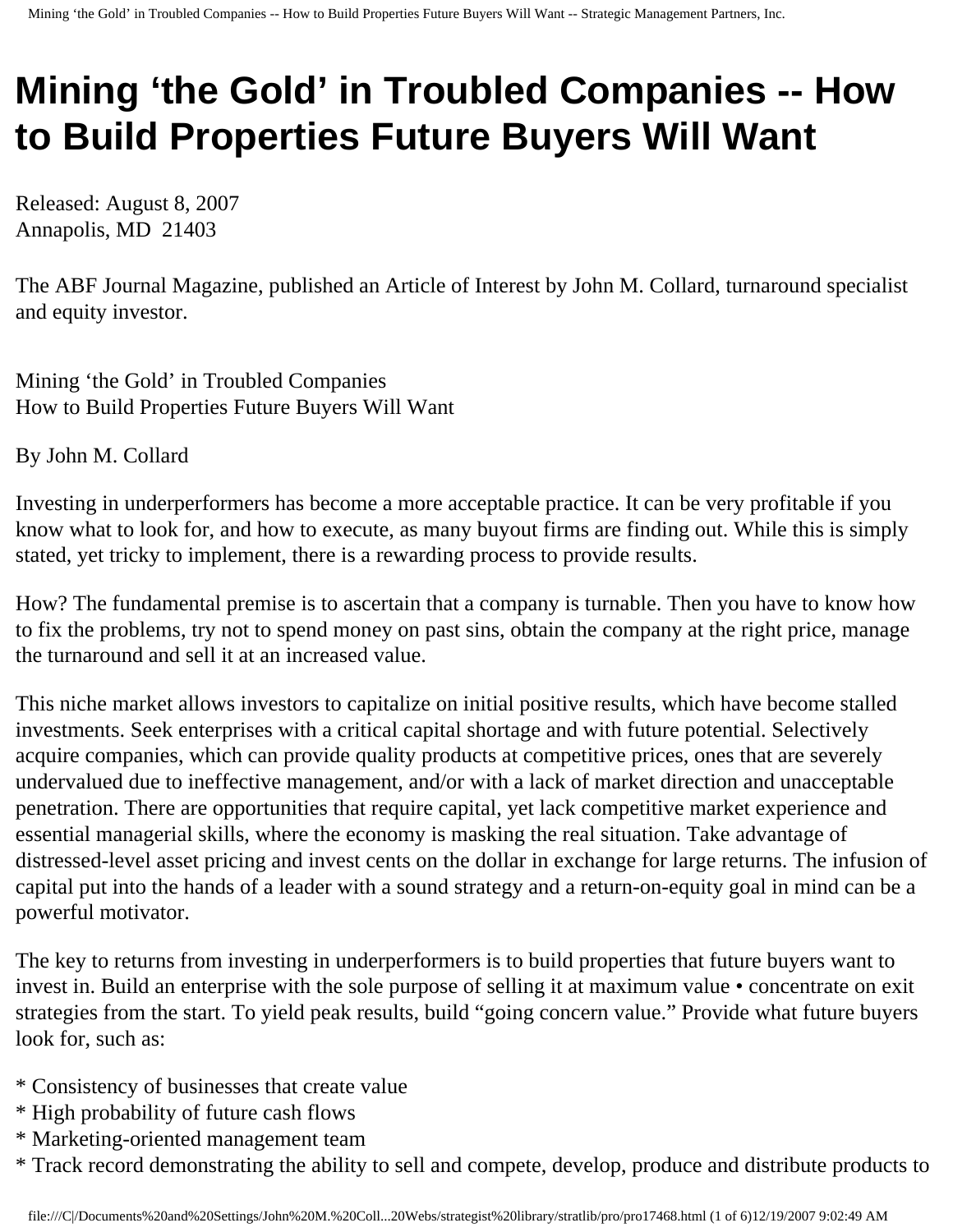# Mining ‘the Gold’ in Troubled Companies -- How to Build Properties Future Buyers Will Want

Released: August 8, 2007
Annapolis, MD 21403

The ABF Journal Magazine, published an Article of Interest by John M. Collard, turnaround specialist and equity investor.

Mining ‘the Gold’ in Troubled Companies
How to Build Properties Future Buyers Will Want

By John M. Collard

Investing in underperformers has become a more acceptable practice. It can be very profitable if you know what to look for, and how to execute, as many buyout firms are finding out. While this is simply stated, yet tricky to implement, there is a rewarding process to provide results.

How? The fundamental premise is to ascertain that a company is turnable. Then you have to know how to fix the problems, try not to spend money on past sins, obtain the company at the right price, manage the turnaround and sell it at an increased value.

This niche market allows investors to capitalize on initial positive results, which have become stalled investments. Seek enterprises with a critical capital shortage and with future potential. Selectively acquire companies, which can provide quality products at competitive prices, ones that are severely undervalued due to ineffective management, and/or with a lack of market direction and unacceptable penetration. There are opportunities that require capital, yet lack competitive market experience and essential managerial skills, where the economy is masking the real situation. Take advantage of distressed-level asset pricing and invest cents on the dollar in exchange for large returns. The infusion of capital put into the hands of a leader with a sound strategy and a return-on-equity goal in mind can be a powerful motivator.

The key to returns from investing in underperformers is to build properties that future buyers want to invest in. Build an enterprise with the sole purpose of selling it at maximum value • concentrate on exit strategies from the start. To yield peak results, build “going concern value.” Provide what future buyers look for, such as:

* Consistency of businesses that create value
* High probability of future cash flows
* Marketing-oriented management team
* Track record demonstrating the ability to sell and compete, develop, produce and distribute products to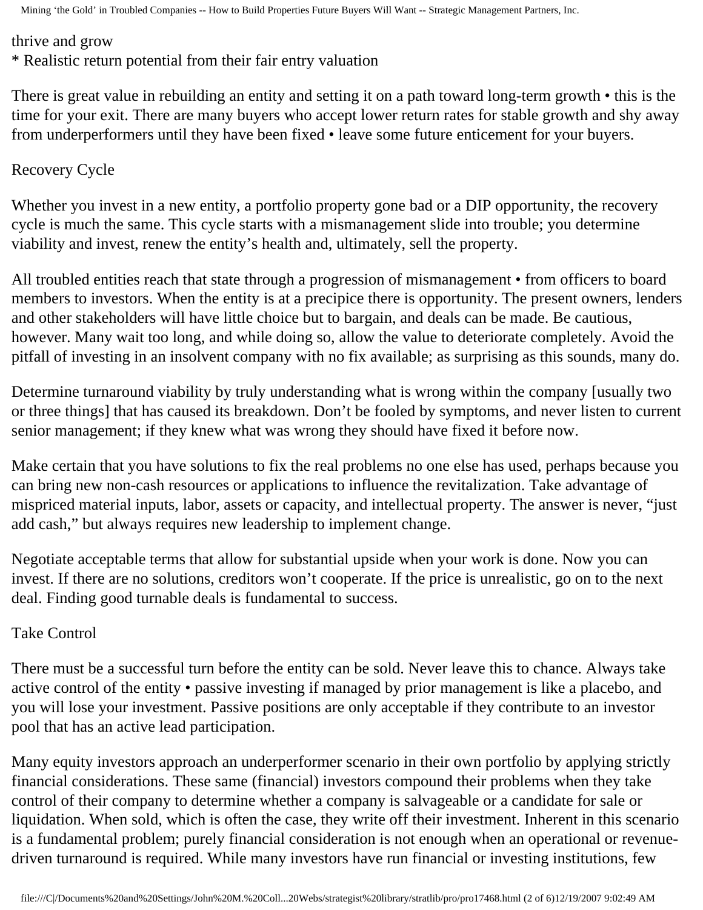thrive and grow
* Realistic return potential from their fair entry valuation

There is great value in rebuilding an entity and setting it on a path toward long-term growth • this is the time for your exit. There are many buyers who accept lower return rates for stable growth and shy away from underperformers until they have been fixed • leave some future enticement for your buyers.

## Recovery Cycle

Whether you invest in a new entity, a portfolio property gone bad or a DIP opportunity, the recovery cycle is much the same. This cycle starts with a mismanagement slide into trouble; you determine viability and invest, renew the entity's health and, ultimately, sell the property.

All troubled entities reach that state through a progression of mismanagement • from officers to board members to investors. When the entity is at a precipice there is opportunity. The present owners, lenders and other stakeholders will have little choice but to bargain, and deals can be made. Be cautious, however. Many wait too long, and while doing so, allow the value to deteriorate completely. Avoid the pitfall of investing in an insolvent company with no fix available; as surprising as this sounds, many do.

Determine turnaround viability by truly understanding what is wrong within the company [usually two or three things] that has caused its breakdown. Don't be fooled by symptoms, and never listen to current senior management; if they knew what was wrong they should have fixed it before now.

Make certain that you have solutions to fix the real problems no one else has used, perhaps because you can bring new non-cash resources or applications to influence the revitalization. Take advantage of mispriced material inputs, labor, assets or capacity, and intellectual property. The answer is never, "just add cash," but always requires new leadership to implement change.

Negotiate acceptable terms that allow for substantial upside when your work is done. Now you can invest. If there are no solutions, creditors won't cooperate. If the price is unrealistic, go on to the next deal. Finding good turnable deals is fundamental to success.

## Take Control

There must be a successful turn before the entity can be sold. Never leave this to chance. Always take active control of the entity • passive investing if managed by prior management is like a placebo, and you will lose your investment. Passive positions are only acceptable if they contribute to an investor pool that has an active lead participation.

Many equity investors approach an underperformer scenario in their own portfolio by applying strictly financial considerations. These same (financial) investors compound their problems when they take control of their company to determine whether a company is salvageable or a candidate for sale or liquidation. When sold, which is often the case, they write off their investment. Inherent in this scenario is a fundamental problem; purely financial consideration is not enough when an operational or revenue-driven turnaround is required. While many investors have run financial or investing institutions, few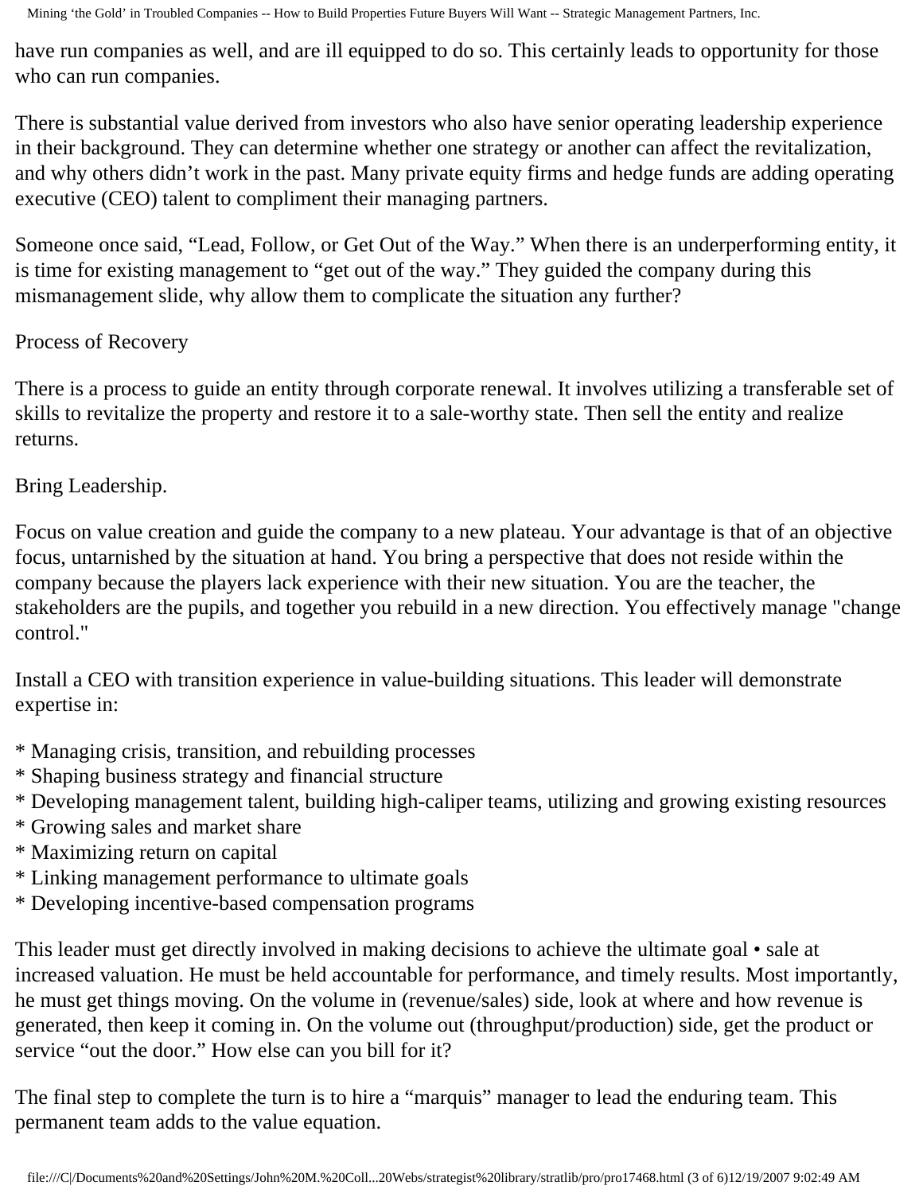have run companies as well, and are ill equipped to do so. This certainly leads to opportunity for those who can run companies.

There is substantial value derived from investors who also have senior operating leadership experience in their background. They can determine whether one strategy or another can affect the revitalization, and why others didn't work in the past. Many private equity firms and hedge funds are adding operating executive (CEO) talent to compliment their managing partners.

Someone once said, "Lead, Follow, or Get Out of the Way." When there is an underperforming entity, it is time for existing management to "get out of the way." They guided the company during this mismanagement slide, why allow them to complicate the situation any further?

## Process of Recovery

There is a process to guide an entity through corporate renewal. It involves utilizing a transferable set of skills to revitalize the property and restore it to a sale-worthy state. Then sell the entity and realize returns.

### Bring Leadership.

Focus on value creation and guide the company to a new plateau. Your advantage is that of an objective focus, untarnished by the situation at hand. You bring a perspective that does not reside within the company because the players lack experience with their new situation. You are the teacher, the stakeholders are the pupils, and together you rebuild in a new direction. You effectively manage "change control."

Install a CEO with transition experience in value-building situations. This leader will demonstrate expertise in:

* Managing crisis, transition, and rebuilding processes
* Shaping business strategy and financial structure
* Developing management talent, building high-caliper teams, utilizing and growing existing resources
* Growing sales and market share
* Maximizing return on capital
* Linking management performance to ultimate goals
* Developing incentive-based compensation programs

This leader must get directly involved in making decisions to achieve the ultimate goal • sale at increased valuation. He must be held accountable for performance, and timely results. Most importantly, he must get things moving. On the volume in (revenue/sales) side, look at where and how revenue is generated, then keep it coming in. On the volume out (throughput/production) side, get the product or service "out the door." How else can you bill for it?

The final step to complete the turn is to hire a "marquis" manager to lead the enduring team. This permanent team adds to the value equation.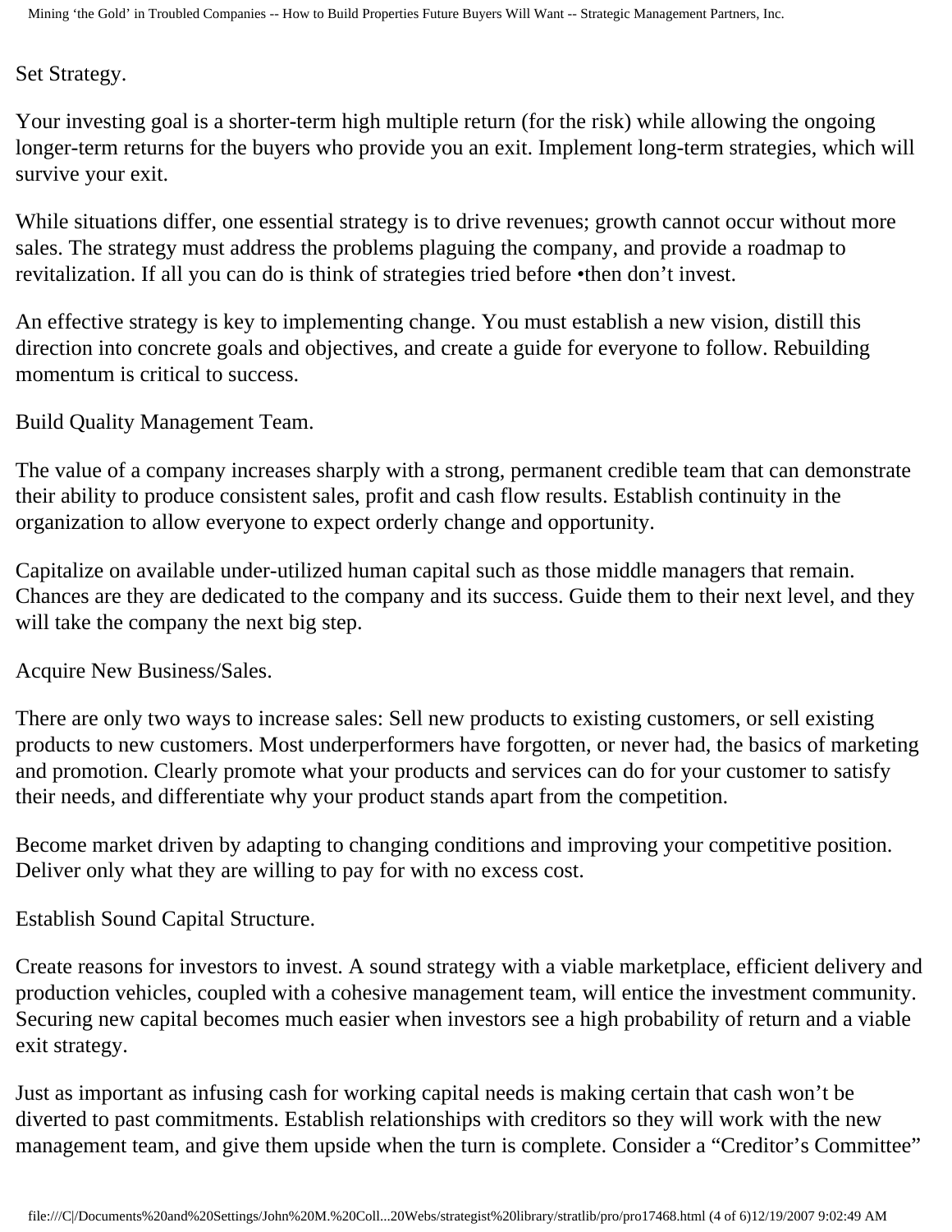Set Strategy.

Your investing goal is a shorter-term high multiple return (for the risk) while allowing the ongoing longer-term returns for the buyers who provide you an exit. Implement long-term strategies, which will survive your exit.

While situations differ, one essential strategy is to drive revenues; growth cannot occur without more sales. The strategy must address the problems plaguing the company, and provide a roadmap to revitalization. If all you can do is think of strategies tried before •then don't invest.

An effective strategy is key to implementing change. You must establish a new vision, distill this direction into concrete goals and objectives, and create a guide for everyone to follow. Rebuilding momentum is critical to success.

Build Quality Management Team.

The value of a company increases sharply with a strong, permanent credible team that can demonstrate their ability to produce consistent sales, profit and cash flow results. Establish continuity in the organization to allow everyone to expect orderly change and opportunity.

Capitalize on available under-utilized human capital such as those middle managers that remain. Chances are they are dedicated to the company and its success. Guide them to their next level, and they will take the company the next big step.

Acquire New Business/Sales.

There are only two ways to increase sales: Sell new products to existing customers, or sell existing products to new customers. Most underperformers have forgotten, or never had, the basics of marketing and promotion. Clearly promote what your products and services can do for your customer to satisfy their needs, and differentiate why your product stands apart from the competition.

Become market driven by adapting to changing conditions and improving your competitive position. Deliver only what they are willing to pay for with no excess cost.

Establish Sound Capital Structure.

Create reasons for investors to invest. A sound strategy with a viable marketplace, efficient delivery and production vehicles, coupled with a cohesive management team, will entice the investment community. Securing new capital becomes much easier when investors see a high probability of return and a viable exit strategy.

Just as important as infusing cash for working capital needs is making certain that cash won't be diverted to past commitments. Establish relationships with creditors so they will work with the new management team, and give them upside when the turn is complete. Consider a "Creditor's Committee"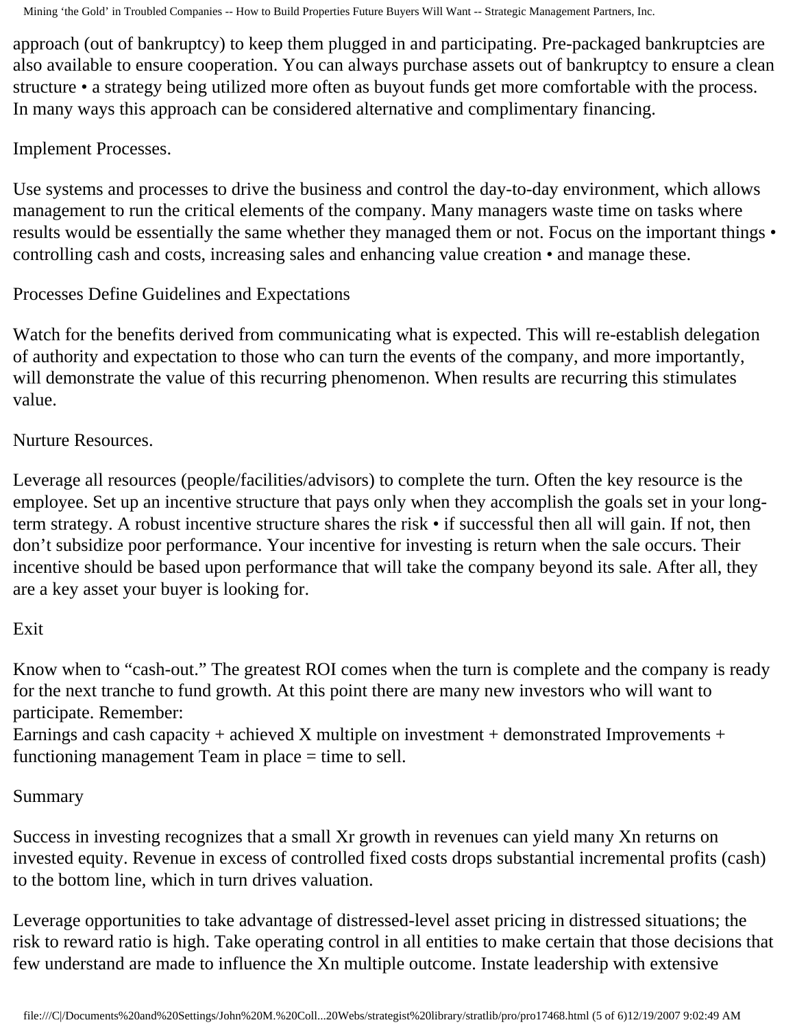approach (out of bankruptcy) to keep them plugged in and participating. Pre-packaged bankruptcies are also available to ensure cooperation. You can always purchase assets out of bankruptcy to ensure a clean structure • a strategy being utilized more often as buyout funds get more comfortable with the process. In many ways this approach can be considered alternative and complimentary financing.

## Implement Processes.

Use systems and processes to drive the business and control the day-to-day environment, which allows management to run the critical elements of the company. Many managers waste time on tasks where results would be essentially the same whether they managed them or not. Focus on the important things • controlling cash and costs, increasing sales and enhancing value creation • and manage these.

## Processes Define Guidelines and Expectations

Watch for the benefits derived from communicating what is expected. This will re-establish delegation of authority and expectation to those who can turn the events of the company, and more importantly, will demonstrate the value of this recurring phenomenon. When results are recurring this stimulates value.

## Nurture Resources.

Leverage all resources (people/facilities/advisors) to complete the turn. Often the key resource is the employee. Set up an incentive structure that pays only when they accomplish the goals set in your long-term strategy. A robust incentive structure shares the risk • if successful then all will gain. If not, then don't subsidize poor performance. Your incentive for investing is return when the sale occurs. Their incentive should be based upon performance that will take the company beyond its sale. After all, they are a key asset your buyer is looking for.

## Exit

Know when to "cash-out." The greatest ROI comes when the turn is complete and the company is ready for the next tranche to fund growth. At this point there are many new investors who will want to participate. Remember:
Earnings and cash capacity + achieved X multiple on investment + demonstrated Improvements + functioning management Team in place = time to sell.

## Summary

Success in investing recognizes that a small Xr growth in revenues can yield many Xn returns on invested equity. Revenue in excess of controlled fixed costs drops substantial incremental profits (cash) to the bottom line, which in turn drives valuation.

Leverage opportunities to take advantage of distressed-level asset pricing in distressed situations; the risk to reward ratio is high. Take operating control in all entities to make certain that those decisions that few understand are made to influence the Xn multiple outcome. Instate leadership with extensive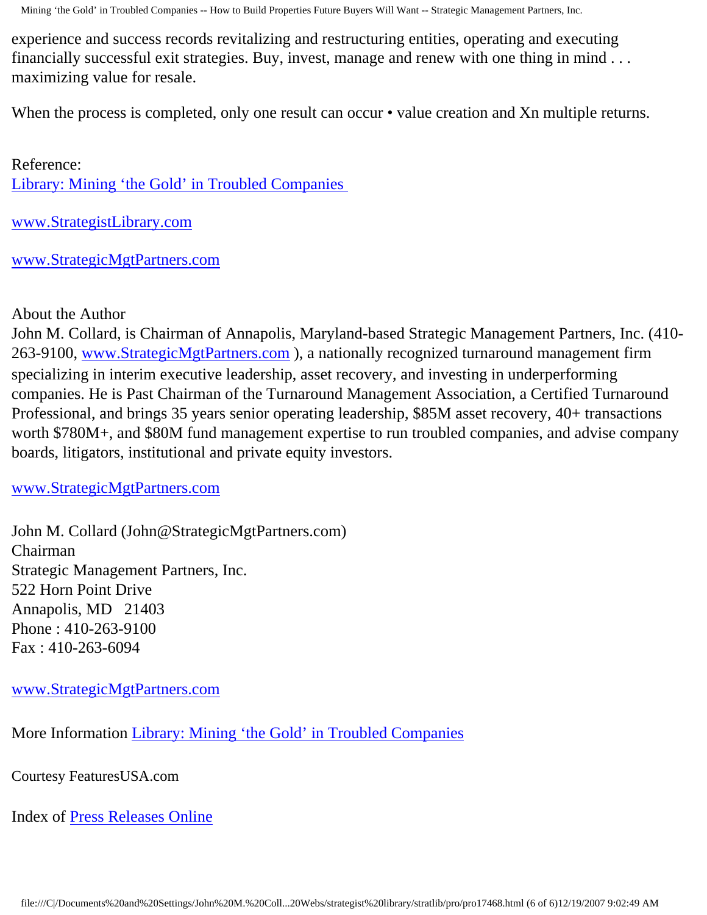experience and success records revitalizing and restructuring entities, operating and executing financially successful exit strategies. Buy, invest, manage and renew with one thing in mind . . . maximizing value for resale.

When the process is completed, only one result can occur • value creation and Xn multiple returns.

Reference:
[Library: Mining 'the Gold' in Troubled Companies](#)

[www.StrategistLibrary.com](http://www.StrategistLibrary.com)

[www.StrategicMgtPartners.com](http://www.StrategicMgtPartners.com)

About the Author
John M. Collard, is Chairman of Annapolis, Maryland-based Strategic Management Partners, Inc. (410-263-9100, [www.StrategicMgtPartners.com](http://www.StrategicMgtPartners.com) ), a nationally recognized turnaround management firm specializing in interim executive leadership, asset recovery, and investing in underperforming companies. He is Past Chairman of the Turnaround Management Association, a Certified Turnaround Professional, and brings 35 years senior operating leadership, $85M asset recovery, 40+ transactions worth $780M+, and $80M fund management expertise to run troubled companies, and advise company boards, litigators, institutional and private equity investors.

[www.StrategicMgtPartners.com](http://www.StrategicMgtPartners.com)

John M. Collard (John@StrategicMgtPartners.com)
Chairman
Strategic Management Partners, Inc.
522 Horn Point Drive
Annapolis, MD 21403
Phone : 410-263-9100
Fax : 410-263-6094

[www.StrategicMgtPartners.com](http://www.StrategicMgtPartners.com)

More Information [Library: Mining 'the Gold' in Troubled Companies](#)

Courtesy FeaturesUSA.com

Index of [Press Releases Online](#)